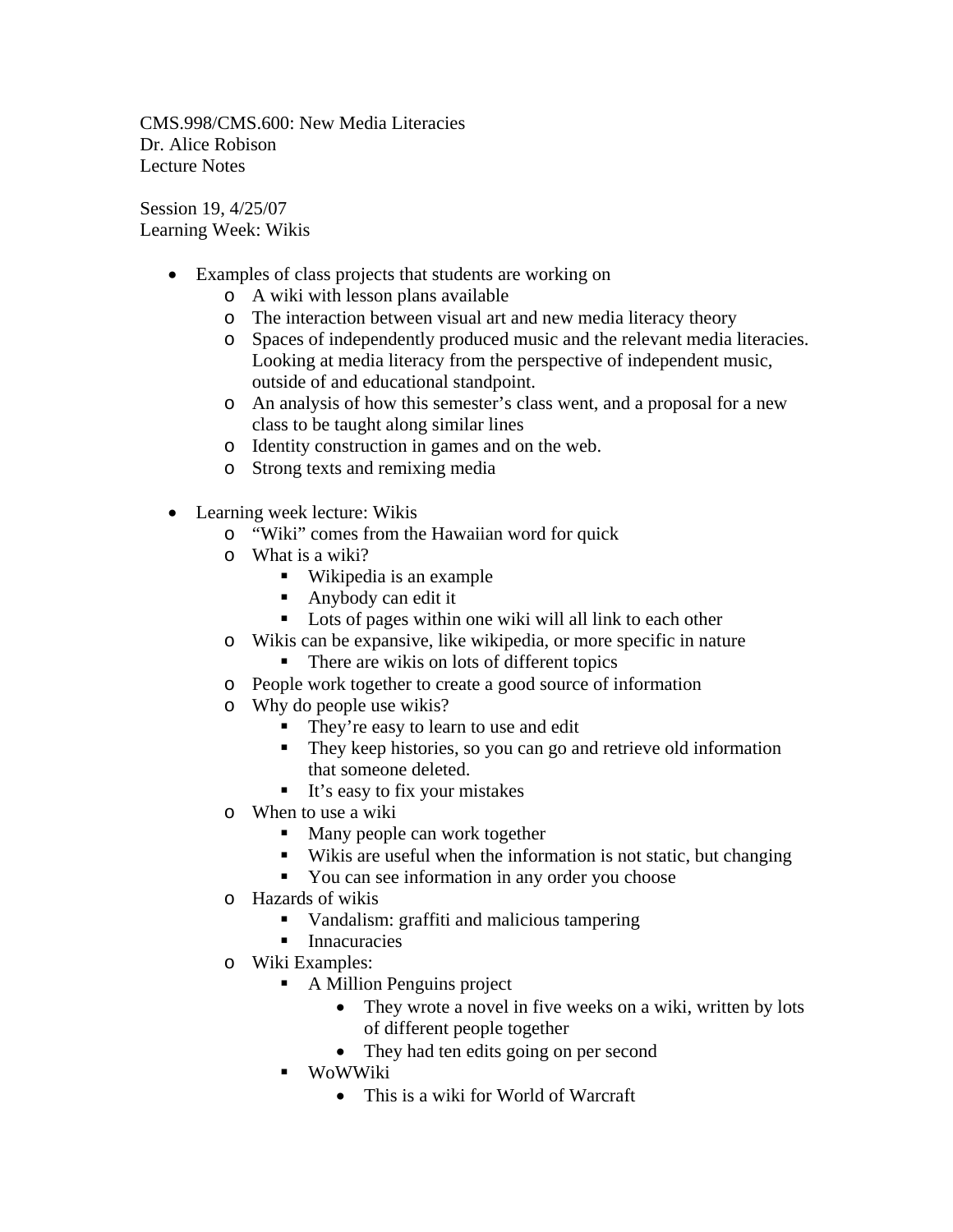CMS.998/CMS.600: New Media Literacies
Dr. Alice Robison
Lecture Notes

Session 19, 4/25/07
Learning Week: Wikis

- Examples of class projects that students are working on
  - A wiki with lesson plans available
  - The interaction between visual art and new media literacy theory
  - Spaces of independently produced music and the relevant media literacies. Looking at media literacy from the perspective of independent music, outside of and educational standpoint.
  - An analysis of how this semester's class went, and a proposal for a new class to be taught along similar lines
  - Identity construction in games and on the web.
  - Strong texts and remixing media

- Learning week lecture: Wikis
  - "Wiki" comes from the Hawaiian word for quick
  - What is a wiki?
    - Wikipedia is an example
    - Anybody can edit it
    - Lots of pages within one wiki will all link to each other
  - Wikis can be expansive, like wikipedia, or more specific in nature
    - There are wikis on lots of different topics
  - People work together to create a good source of information
  - Why do people use wikis?
    - They're easy to learn to use and edit
    - They keep histories, so you can go and retrieve old information that someone deleted.
    - It's easy to fix your mistakes
  - When to use a wiki
    - Many people can work together
    - Wikis are useful when the information is not static, but changing
    - You can see information in any order you choose
  - Hazards of wikis
    - Vandalism: graffiti and malicious tampering
    - Innacuracies
  - Wiki Examples:
    - A Million Penguins project
      - They wrote a novel in five weeks on a wiki, written by lots of different people together
      - They had ten edits going on per second
    - WoWWiki
      - This is a wiki for World of Warcraft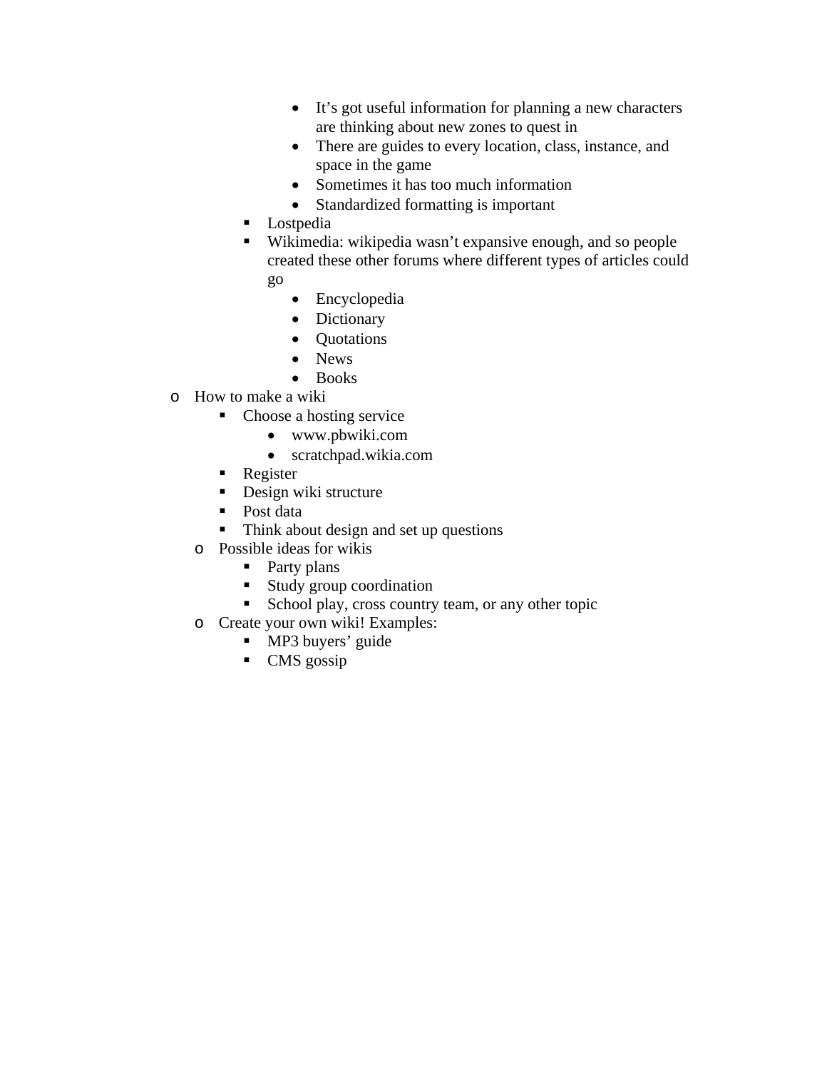- It's got useful information for planning a new characters are thinking about new zones to quest in
                - There are guides to every location, class, instance, and space in the game
                - Sometimes it has too much information
                - Standardized formatting is important
            - Lostpedia
            - Wikimedia: wikipedia wasn't expansive enough, and so people created these other forums where different types of articles could go
                - Encyclopedia
                - Dictionary
                - Quotations
                - News
                - Books
- How to make a wiki
    - Choose a hosting service
        - www.pbwiki.com
        - scratchpad.wikia.com
    - Register
    - Design wiki structure
    - Post data
    - Think about design and set up questions
- Possible ideas for wikis
    - Party plans
    - Study group coordination
    - School play, cross country team, or any other topic
- Create your own wiki! Examples:
    - MP3 buyers' guide
    - CMS gossip